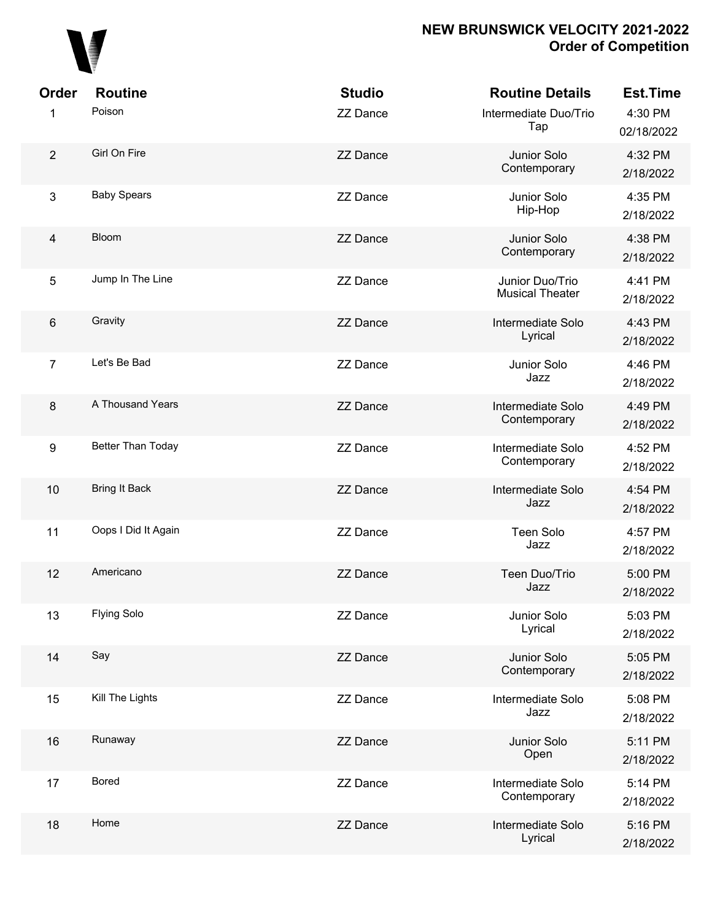# NEW BRUNSWICK VELOCITY 2021-2022
## Order of Competition

| Order | Routine | Studio | Routine Details | Est.Time |
|---|---|---|---|---|
| 1 | Poison | ZZ Dance | Intermediate Duo/Trio Tap | 4:30 PM 02/18/2022 |
| 2 | Girl On Fire | ZZ Dance | Junior Solo Contemporary | 4:32 PM 2/18/2022 |
| 3 | Baby Spears | ZZ Dance | Junior Solo Hip-Hop | 4:35 PM 2/18/2022 |
| 4 | Bloom | ZZ Dance | Junior Solo Contemporary | 4:38 PM 2/18/2022 |
| 5 | Jump In The Line | ZZ Dance | Junior Duo/Trio Musical Theater | 4:41 PM 2/18/2022 |
| 6 | Gravity | ZZ Dance | Intermediate Solo Lyrical | 4:43 PM 2/18/2022 |
| 7 | Let's Be Bad | ZZ Dance | Junior Solo Jazz | 4:46 PM 2/18/2022 |
| 8 | A Thousand Years | ZZ Dance | Intermediate Solo Contemporary | 4:49 PM 2/18/2022 |
| 9 | Better Than Today | ZZ Dance | Intermediate Solo Contemporary | 4:52 PM 2/18/2022 |
| 10 | Bring It Back | ZZ Dance | Intermediate Solo Jazz | 4:54 PM 2/18/2022 |
| 11 | Oops I Did It Again | ZZ Dance | Teen Solo Jazz | 4:57 PM 2/18/2022 |
| 12 | Americano | ZZ Dance | Teen Duo/Trio Jazz | 5:00 PM 2/18/2022 |
| 13 | Flying Solo | ZZ Dance | Junior Solo Lyrical | 5:03 PM 2/18/2022 |
| 14 | Say | ZZ Dance | Junior Solo Contemporary | 5:05 PM 2/18/2022 |
| 15 | Kill The Lights | ZZ Dance | Intermediate Solo Jazz | 5:08 PM 2/18/2022 |
| 16 | Runaway | ZZ Dance | Junior Solo Open | 5:11 PM 2/18/2022 |
| 17 | Bored | ZZ Dance | Intermediate Solo Contemporary | 5:14 PM 2/18/2022 |
| 18 | Home | ZZ Dance | Intermediate Solo Lyrical | 5:16 PM 2/18/2022 |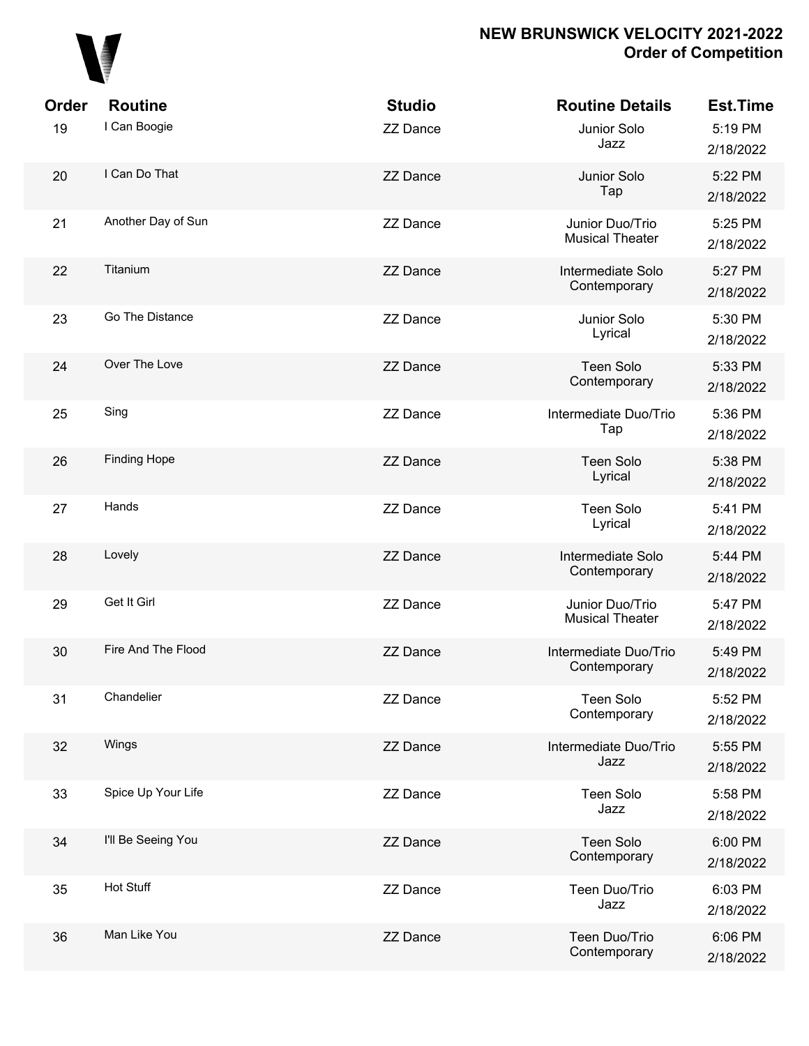# NEW BRUNSWICK VELOCITY 2021-2022
## Order of Competition

| Order | Routine | Studio | Routine Details | Est.Time |
|---|---|---|---|---|
| 19 | I Can Boogie | ZZ Dance | Junior Solo Jazz | 5:19 PM 2/18/2022 |
| 20 | I Can Do That | ZZ Dance | Junior Solo Tap | 5:22 PM 2/18/2022 |
| 21 | Another Day of Sun | ZZ Dance | Junior Duo/Trio Musical Theater | 5:25 PM 2/18/2022 |
| 22 | Titanium | ZZ Dance | Intermediate Solo Contemporary | 5:27 PM 2/18/2022 |
| 23 | Go The Distance | ZZ Dance | Junior Solo Lyrical | 5:30 PM 2/18/2022 |
| 24 | Over The Love | ZZ Dance | Teen Solo Contemporary | 5:33 PM 2/18/2022 |
| 25 | Sing | ZZ Dance | Intermediate Duo/Trio Tap | 5:36 PM 2/18/2022 |
| 26 | Finding Hope | ZZ Dance | Teen Solo Lyrical | 5:38 PM 2/18/2022 |
| 27 | Hands | ZZ Dance | Teen Solo Lyrical | 5:41 PM 2/18/2022 |
| 28 | Lovely | ZZ Dance | Intermediate Solo Contemporary | 5:44 PM 2/18/2022 |
| 29 | Get It Girl | ZZ Dance | Junior Duo/Trio Musical Theater | 5:47 PM 2/18/2022 |
| 30 | Fire And The Flood | ZZ Dance | Intermediate Duo/Trio Contemporary | 5:49 PM 2/18/2022 |
| 31 | Chandelier | ZZ Dance | Teen Solo Contemporary | 5:52 PM 2/18/2022 |
| 32 | Wings | ZZ Dance | Intermediate Duo/Trio Jazz | 5:55 PM 2/18/2022 |
| 33 | Spice Up Your Life | ZZ Dance | Teen Solo Jazz | 5:58 PM 2/18/2022 |
| 34 | I'll Be Seeing You | ZZ Dance | Teen Solo Contemporary | 6:00 PM 2/18/2022 |
| 35 | Hot Stuff | ZZ Dance | Teen Duo/Trio Jazz | 6:03 PM 2/18/2022 |
| 36 | Man Like You | ZZ Dance | Teen Duo/Trio Contemporary | 6:06 PM 2/18/2022 |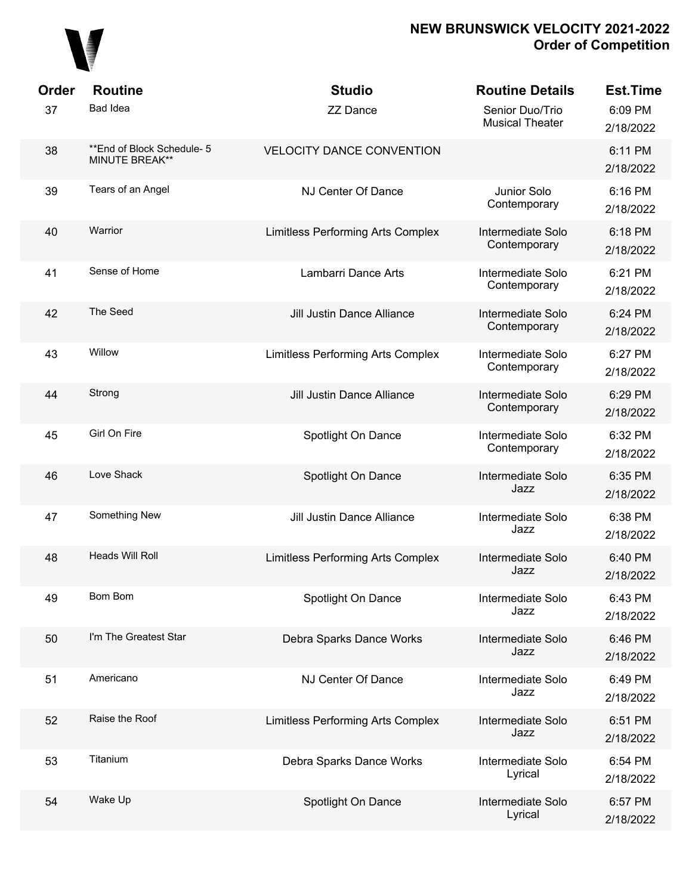# NEW BRUNSWICK VELOCITY 2021-2022
## Order of Competition

| Order | Routine | Studio | Routine Details | Est.Time |
|---|---|---|---|---|
| 37 | Bad Idea | ZZ Dance | Senior Duo/Trio Musical Theater | 6:09 PM 2/18/2022 |
| 38 | **End of Block Schedule- 5 MINUTE BREAK** | VELOCITY DANCE CONVENTION | | 6:11 PM 2/18/2022 |
| 39 | Tears of an Angel | NJ Center Of Dance | Junior Solo Contemporary | 6:16 PM 2/18/2022 |
| 40 | Warrior | Limitless Performing Arts Complex | Intermediate Solo Contemporary | 6:18 PM 2/18/2022 |
| 41 | Sense of Home | Lambarri Dance Arts | Intermediate Solo Contemporary | 6:21 PM 2/18/2022 |
| 42 | The Seed | Jill Justin Dance Alliance | Intermediate Solo Contemporary | 6:24 PM 2/18/2022 |
| 43 | Willow | Limitless Performing Arts Complex | Intermediate Solo Contemporary | 6:27 PM 2/18/2022 |
| 44 | Strong | Jill Justin Dance Alliance | Intermediate Solo Contemporary | 6:29 PM 2/18/2022 |
| 45 | Girl On Fire | Spotlight On Dance | Intermediate Solo Contemporary | 6:32 PM 2/18/2022 |
| 46 | Love Shack | Spotlight On Dance | Intermediate Solo Jazz | 6:35 PM 2/18/2022 |
| 47 | Something New | Jill Justin Dance Alliance | Intermediate Solo Jazz | 6:38 PM 2/18/2022 |
| 48 | Heads Will Roll | Limitless Performing Arts Complex | Intermediate Solo Jazz | 6:40 PM 2/18/2022 |
| 49 | Bom Bom | Spotlight On Dance | Intermediate Solo Jazz | 6:43 PM 2/18/2022 |
| 50 | I'm The Greatest Star | Debra Sparks Dance Works | Intermediate Solo Jazz | 6:46 PM 2/18/2022 |
| 51 | Americano | NJ Center Of Dance | Intermediate Solo Jazz | 6:49 PM 2/18/2022 |
| 52 | Raise the Roof | Limitless Performing Arts Complex | Intermediate Solo Jazz | 6:51 PM 2/18/2022 |
| 53 | Titanium | Debra Sparks Dance Works | Intermediate Solo Lyrical | 6:54 PM 2/18/2022 |
| 54 | Wake Up | Spotlight On Dance | Intermediate Solo Lyrical | 6:57 PM 2/18/2022 |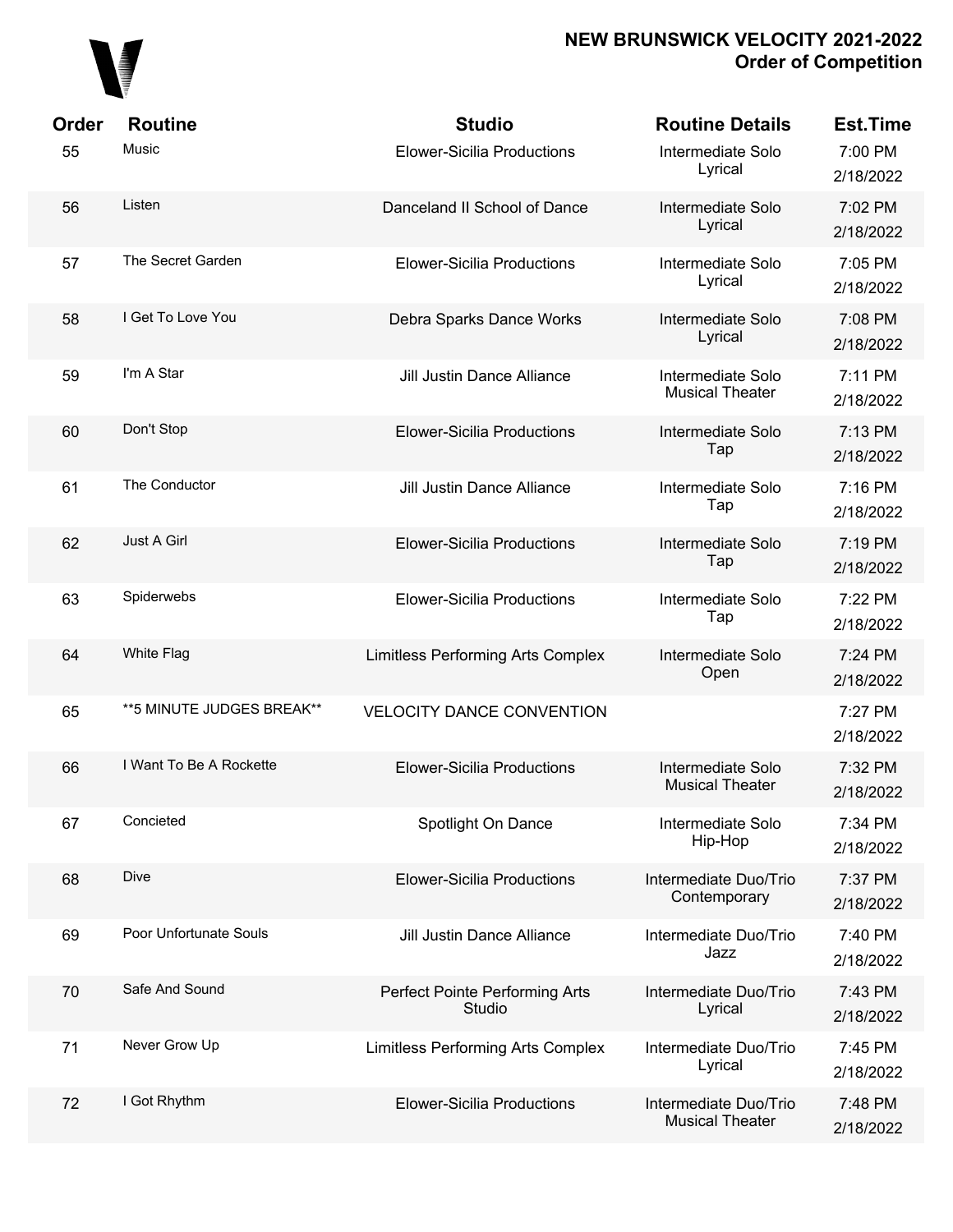# NEW BRUNSWICK VELOCITY 2021-2022
## Order of Competition

| Order | Routine | Studio | Routine Details | Est.Time |
|---|---|---|---|---|
| 55 | Music | Elower-Sicilia Productions | Intermediate Solo Lyrical | 7:00 PM 2/18/2022 |
| 56 | Listen | Danceland II School of Dance | Intermediate Solo Lyrical | 7:02 PM 2/18/2022 |
| 57 | The Secret Garden | Elower-Sicilia Productions | Intermediate Solo Lyrical | 7:05 PM 2/18/2022 |
| 58 | I Get To Love You | Debra Sparks Dance Works | Intermediate Solo Lyrical | 7:08 PM 2/18/2022 |
| 59 | I'm A Star | Jill Justin Dance Alliance | Intermediate Solo Musical Theater | 7:11 PM 2/18/2022 |
| 60 | Don't Stop | Elower-Sicilia Productions | Intermediate Solo Tap | 7:13 PM 2/18/2022 |
| 61 | The Conductor | Jill Justin Dance Alliance | Intermediate Solo Tap | 7:16 PM 2/18/2022 |
| 62 | Just A Girl | Elower-Sicilia Productions | Intermediate Solo Tap | 7:19 PM 2/18/2022 |
| 63 | Spiderwebs | Elower-Sicilia Productions | Intermediate Solo Tap | 7:22 PM 2/18/2022 |
| 64 | White Flag | Limitless Performing Arts Complex | Intermediate Solo Open | 7:24 PM 2/18/2022 |
| 65 | **5 MINUTE JUDGES BREAK** | VELOCITY DANCE CONVENTION | | 7:27 PM 2/18/2022 |
| 66 | I Want To Be A Rockette | Elower-Sicilia Productions | Intermediate Solo Musical Theater | 7:32 PM 2/18/2022 |
| 67 | Concieted | Spotlight On Dance | Intermediate Solo Hip-Hop | 7:34 PM 2/18/2022 |
| 68 | Dive | Elower-Sicilia Productions | Intermediate Duo/Trio Contemporary | 7:37 PM 2/18/2022 |
| 69 | Poor Unfortunate Souls | Jill Justin Dance Alliance | Intermediate Duo/Trio Jazz | 7:40 PM 2/18/2022 |
| 70 | Safe And Sound | Perfect Pointe Performing Arts Studio | Intermediate Duo/Trio Lyrical | 7:43 PM 2/18/2022 |
| 71 | Never Grow Up | Limitless Performing Arts Complex | Intermediate Duo/Trio Lyrical | 7:45 PM 2/18/2022 |
| 72 | I Got Rhythm | Elower-Sicilia Productions | Intermediate Duo/Trio Musical Theater | 7:48 PM 2/18/2022 |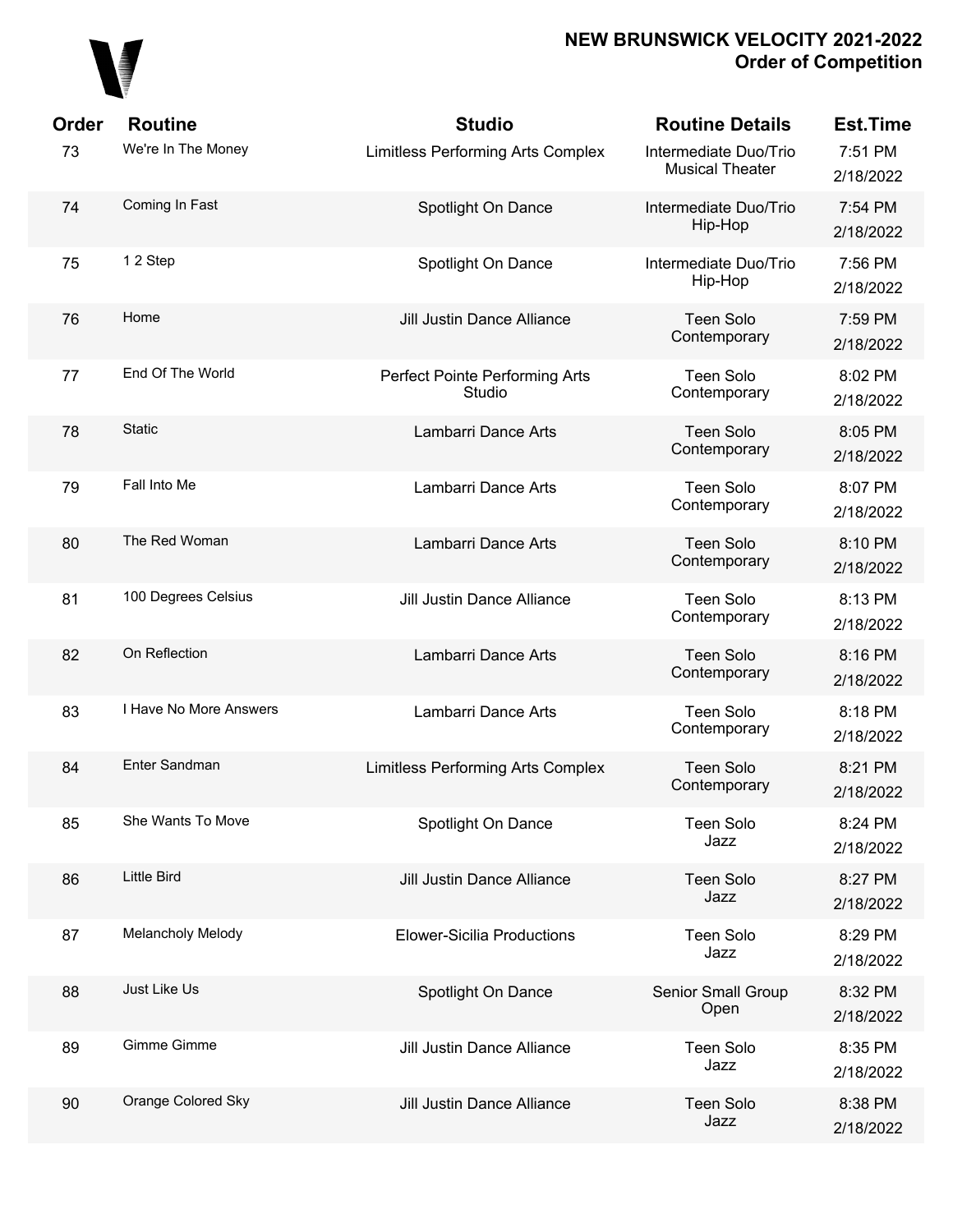# NEW BRUNSWICK VELOCITY 2021-2022
## Order of Competition

| Order | Routine | Studio | Routine Details | Est.Time |
|---|---|---|---|---|
| 73 | We're In The Money | Limitless Performing Arts Complex | Intermediate Duo/Trio Musical Theater | 7:51 PM 2/18/2022 |
| 74 | Coming In Fast | Spotlight On Dance | Intermediate Duo/Trio Hip-Hop | 7:54 PM 2/18/2022 |
| 75 | 1 2 Step | Spotlight On Dance | Intermediate Duo/Trio Hip-Hop | 7:56 PM 2/18/2022 |
| 76 | Home | Jill Justin Dance Alliance | Teen Solo Contemporary | 7:59 PM 2/18/2022 |
| 77 | End Of The World | Perfect Pointe Performing Arts Studio | Teen Solo Contemporary | 8:02 PM 2/18/2022 |
| 78 | Static | Lambarri Dance Arts | Teen Solo Contemporary | 8:05 PM 2/18/2022 |
| 79 | Fall Into Me | Lambarri Dance Arts | Teen Solo Contemporary | 8:07 PM 2/18/2022 |
| 80 | The Red Woman | Lambarri Dance Arts | Teen Solo Contemporary | 8:10 PM 2/18/2022 |
| 81 | 100 Degrees Celsius | Jill Justin Dance Alliance | Teen Solo Contemporary | 8:13 PM 2/18/2022 |
| 82 | On Reflection | Lambarri Dance Arts | Teen Solo Contemporary | 8:16 PM 2/18/2022 |
| 83 | I Have No More Answers | Lambarri Dance Arts | Teen Solo Contemporary | 8:18 PM 2/18/2022 |
| 84 | Enter Sandman | Limitless Performing Arts Complex | Teen Solo Contemporary | 8:21 PM 2/18/2022 |
| 85 | She Wants To Move | Spotlight On Dance | Teen Solo Jazz | 8:24 PM 2/18/2022 |
| 86 | Little Bird | Jill Justin Dance Alliance | Teen Solo Jazz | 8:27 PM 2/18/2022 |
| 87 | Melancholy Melody | Elower-Sicilia Productions | Teen Solo Jazz | 8:29 PM 2/18/2022 |
| 88 | Just Like Us | Spotlight On Dance | Senior Small Group Open | 8:32 PM 2/18/2022 |
| 89 | Gimme Gimme | Jill Justin Dance Alliance | Teen Solo Jazz | 8:35 PM 2/18/2022 |
| 90 | Orange Colored Sky | Jill Justin Dance Alliance | Teen Solo Jazz | 8:38 PM 2/18/2022 |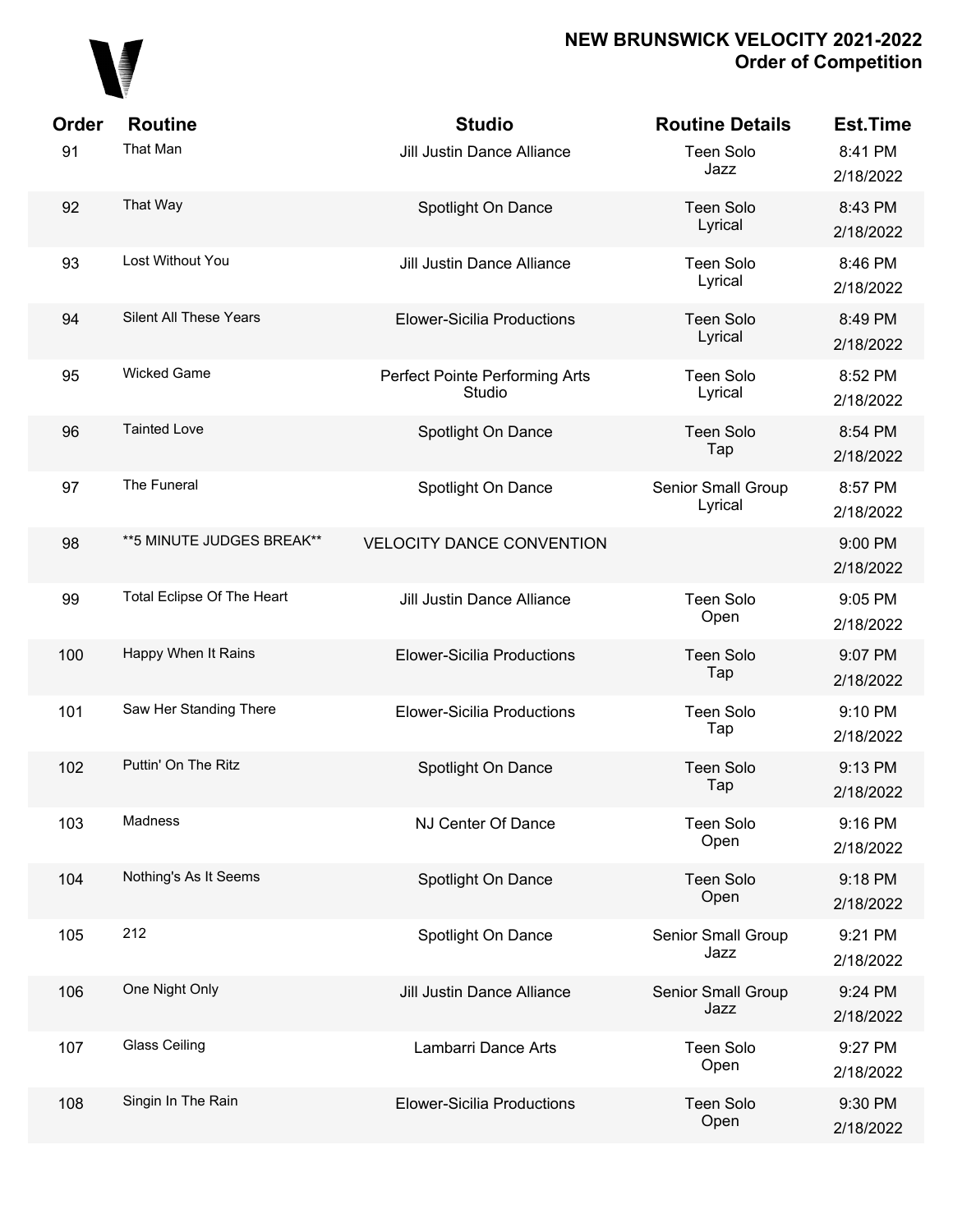# NEW BRUNSWICK VELOCITY 2021-2022
## Order of Competition

| Order | Routine | Studio | Routine Details | Est.Time |
|---|---|---|---|---|
| 91 | That Man | Jill Justin Dance Alliance | Teen Solo Jazz | 8:41 PM 2/18/2022 |
| 92 | That Way | Spotlight On Dance | Teen Solo Lyrical | 8:43 PM 2/18/2022 |
| 93 | Lost Without You | Jill Justin Dance Alliance | Teen Solo Lyrical | 8:46 PM 2/18/2022 |
| 94 | Silent All These Years | Elower-Sicilia Productions | Teen Solo Lyrical | 8:49 PM 2/18/2022 |
| 95 | Wicked Game | Perfect Pointe Performing Arts Studio | Teen Solo Lyrical | 8:52 PM 2/18/2022 |
| 96 | Tainted Love | Spotlight On Dance | Teen Solo Tap | 8:54 PM 2/18/2022 |
| 97 | The Funeral | Spotlight On Dance | Senior Small Group Lyrical | 8:57 PM 2/18/2022 |
| 98 | **5 MINUTE JUDGES BREAK** | VELOCITY DANCE CONVENTION | | 9:00 PM 2/18/2022 |
| 99 | Total Eclipse Of The Heart | Jill Justin Dance Alliance | Teen Solo Open | 9:05 PM 2/18/2022 |
| 100 | Happy When It Rains | Elower-Sicilia Productions | Teen Solo Tap | 9:07 PM 2/18/2022 |
| 101 | Saw Her Standing There | Elower-Sicilia Productions | Teen Solo Tap | 9:10 PM 2/18/2022 |
| 102 | Puttin' On The Ritz | Spotlight On Dance | Teen Solo Tap | 9:13 PM 2/18/2022 |
| 103 | Madness | NJ Center Of Dance | Teen Solo Open | 9:16 PM 2/18/2022 |
| 104 | Nothing's As It Seems | Spotlight On Dance | Teen Solo Open | 9:18 PM 2/18/2022 |
| 105 | 212 | Spotlight On Dance | Senior Small Group Jazz | 9:21 PM 2/18/2022 |
| 106 | One Night Only | Jill Justin Dance Alliance | Senior Small Group Jazz | 9:24 PM 2/18/2022 |
| 107 | Glass Ceiling | Lambarri Dance Arts | Teen Solo Open | 9:27 PM 2/18/2022 |
| 108 | Singin In The Rain | Elower-Sicilia Productions | Teen Solo Open | 9:30 PM 2/18/2022 |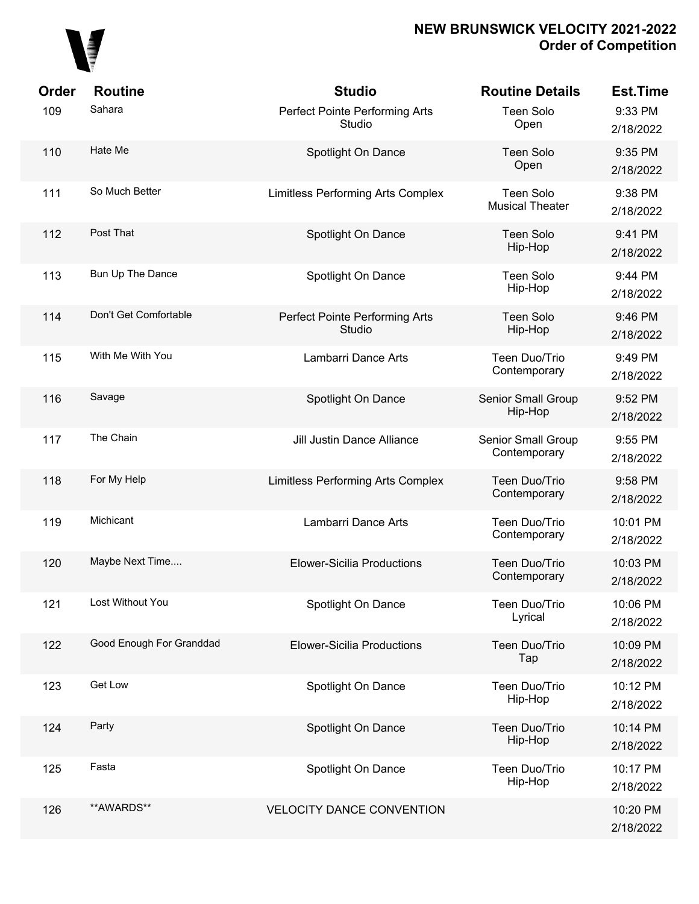# NEW BRUNSWICK VELOCITY 2021-2022
## Order of Competition

| Order | Routine | Studio | Routine Details | Est.Time |
|---|---|---|---|---|
| 109 | Sahara | Perfect Pointe Performing Arts Studio | Teen Solo Open | 9:33 PM 2/18/2022 |
| 110 | Hate Me | Spotlight On Dance | Teen Solo Open | 9:35 PM 2/18/2022 |
| 111 | So Much Better | Limitless Performing Arts Complex | Teen Solo Musical Theater | 9:38 PM 2/18/2022 |
| 112 | Post That | Spotlight On Dance | Teen Solo Hip-Hop | 9:41 PM 2/18/2022 |
| 113 | Bun Up The Dance | Spotlight On Dance | Teen Solo Hip-Hop | 9:44 PM 2/18/2022 |
| 114 | Don't Get Comfortable | Perfect Pointe Performing Arts Studio | Teen Solo Hip-Hop | 9:46 PM 2/18/2022 |
| 115 | With Me With You | Lambarri Dance Arts | Teen Duo/Trio Contemporary | 9:49 PM 2/18/2022 |
| 116 | Savage | Spotlight On Dance | Senior Small Group Hip-Hop | 9:52 PM 2/18/2022 |
| 117 | The Chain | Jill Justin Dance Alliance | Senior Small Group Contemporary | 9:55 PM 2/18/2022 |
| 118 | For My Help | Limitless Performing Arts Complex | Teen Duo/Trio Contemporary | 9:58 PM 2/18/2022 |
| 119 | Michicant | Lambarri Dance Arts | Teen Duo/Trio Contemporary | 10:01 PM 2/18/2022 |
| 120 | Maybe Next Time.... | Elower-Sicilia Productions | Teen Duo/Trio Contemporary | 10:03 PM 2/18/2022 |
| 121 | Lost Without You | Spotlight On Dance | Teen Duo/Trio Lyrical | 10:06 PM 2/18/2022 |
| 122 | Good Enough For Granddad | Elower-Sicilia Productions | Teen Duo/Trio Tap | 10:09 PM 2/18/2022 |
| 123 | Get Low | Spotlight On Dance | Teen Duo/Trio Hip-Hop | 10:12 PM 2/18/2022 |
| 124 | Party | Spotlight On Dance | Teen Duo/Trio Hip-Hop | 10:14 PM 2/18/2022 |
| 125 | Fasta | Spotlight On Dance | Teen Duo/Trio Hip-Hop | 10:17 PM 2/18/2022 |
| 126 | **AWARDS** | VELOCITY DANCE CONVENTION | | 10:20 PM 2/18/2022 |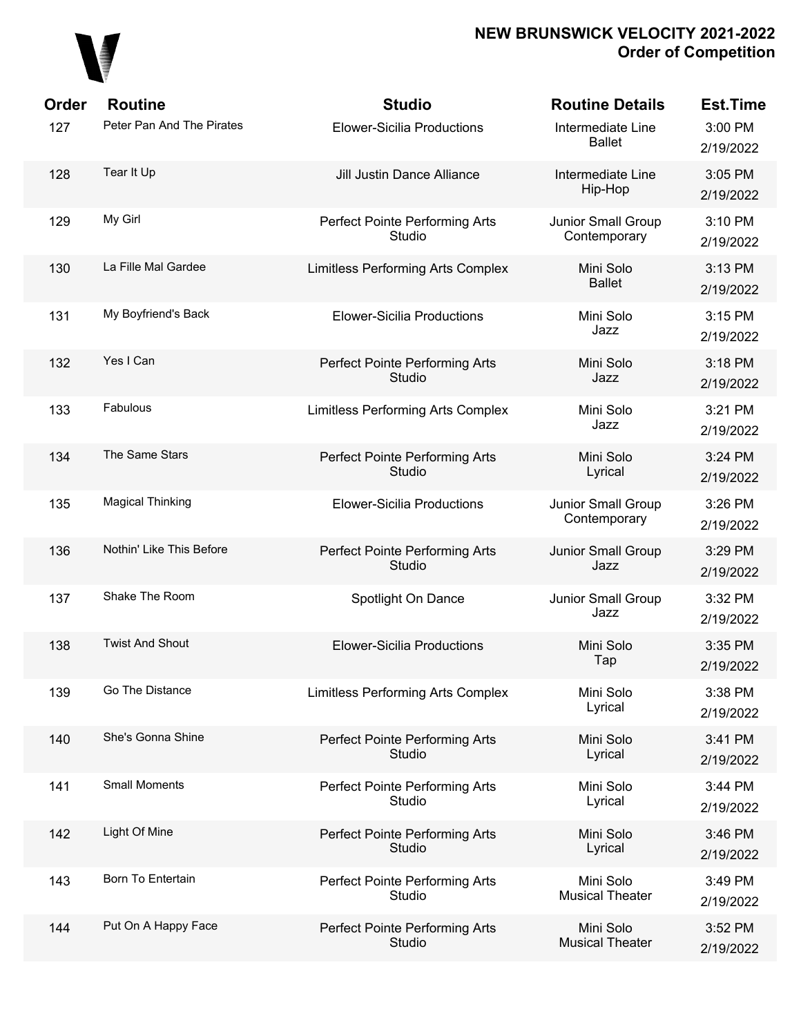# NEW BRUNSWICK VELOCITY 2021-2022
## Order of Competition

| Order | Routine | Studio | Routine Details | Est.Time |
|---|---|---|---|---|
| 127 | Peter Pan And The Pirates | Elower-Sicilia Productions | Intermediate Line Ballet | 3:00 PM 2/19/2022 |
| 128 | Tear It Up | Jill Justin Dance Alliance | Intermediate Line Hip-Hop | 3:05 PM 2/19/2022 |
| 129 | My Girl | Perfect Pointe Performing Arts Studio | Junior Small Group Contemporary | 3:10 PM 2/19/2022 |
| 130 | La Fille Mal Gardee | Limitless Performing Arts Complex | Mini Solo Ballet | 3:13 PM 2/19/2022 |
| 131 | My Boyfriend's Back | Elower-Sicilia Productions | Mini Solo Jazz | 3:15 PM 2/19/2022 |
| 132 | Yes I Can | Perfect Pointe Performing Arts Studio | Mini Solo Jazz | 3:18 PM 2/19/2022 |
| 133 | Fabulous | Limitless Performing Arts Complex | Mini Solo Jazz | 3:21 PM 2/19/2022 |
| 134 | The Same Stars | Perfect Pointe Performing Arts Studio | Mini Solo Lyrical | 3:24 PM 2/19/2022 |
| 135 | Magical Thinking | Elower-Sicilia Productions | Junior Small Group Contemporary | 3:26 PM 2/19/2022 |
| 136 | Nothin' Like This Before | Perfect Pointe Performing Arts Studio | Junior Small Group Jazz | 3:29 PM 2/19/2022 |
| 137 | Shake The Room | Spotlight On Dance | Junior Small Group Jazz | 3:32 PM 2/19/2022 |
| 138 | Twist And Shout | Elower-Sicilia Productions | Mini Solo Tap | 3:35 PM 2/19/2022 |
| 139 | Go The Distance | Limitless Performing Arts Complex | Mini Solo Lyrical | 3:38 PM 2/19/2022 |
| 140 | She's Gonna Shine | Perfect Pointe Performing Arts Studio | Mini Solo Lyrical | 3:41 PM 2/19/2022 |
| 141 | Small Moments | Perfect Pointe Performing Arts Studio | Mini Solo Lyrical | 3:44 PM 2/19/2022 |
| 142 | Light Of Mine | Perfect Pointe Performing Arts Studio | Mini Solo Lyrical | 3:46 PM 2/19/2022 |
| 143 | Born To Entertain | Perfect Pointe Performing Arts Studio | Mini Solo Musical Theater | 3:49 PM 2/19/2022 |
| 144 | Put On A Happy Face | Perfect Pointe Performing Arts Studio | Mini Solo Musical Theater | 3:52 PM 2/19/2022 |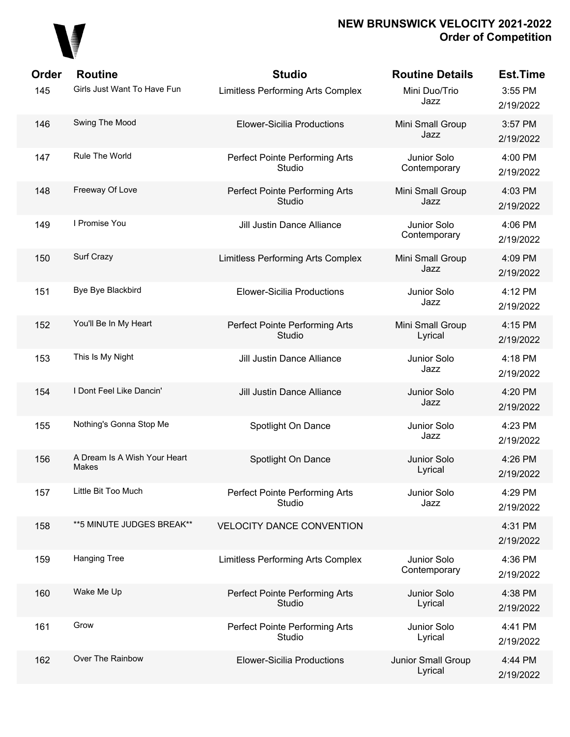# NEW BRUNSWICK VELOCITY 2021-2022
## Order of Competition

| Order | Routine | Studio | Routine Details | Est.Time |
|---|---|---|---|---|
| 145 | Girls Just Want To Have Fun | Limitless Performing Arts Complex | Mini Duo/Trio Jazz | 3:55 PM 2/19/2022 |
| 146 | Swing The Mood | Elower-Sicilia Productions | Mini Small Group Jazz | 3:57 PM 2/19/2022 |
| 147 | Rule The World | Perfect Pointe Performing Arts Studio | Junior Solo Contemporary | 4:00 PM 2/19/2022 |
| 148 | Freeway Of Love | Perfect Pointe Performing Arts Studio | Mini Small Group Jazz | 4:03 PM 2/19/2022 |
| 149 | I Promise You | Jill Justin Dance Alliance | Junior Solo Contemporary | 4:06 PM 2/19/2022 |
| 150 | Surf Crazy | Limitless Performing Arts Complex | Mini Small Group Jazz | 4:09 PM 2/19/2022 |
| 151 | Bye Bye Blackbird | Elower-Sicilia Productions | Junior Solo Jazz | 4:12 PM 2/19/2022 |
| 152 | You'll Be In My Heart | Perfect Pointe Performing Arts Studio | Mini Small Group Lyrical | 4:15 PM 2/19/2022 |
| 153 | This Is My Night | Jill Justin Dance Alliance | Junior Solo Jazz | 4:18 PM 2/19/2022 |
| 154 | I Dont Feel Like Dancin' | Jill Justin Dance Alliance | Junior Solo Jazz | 4:20 PM 2/19/2022 |
| 155 | Nothing's Gonna Stop Me | Spotlight On Dance | Junior Solo Jazz | 4:23 PM 2/19/2022 |
| 156 | A Dream Is A Wish Your Heart Makes | Spotlight On Dance | Junior Solo Lyrical | 4:26 PM 2/19/2022 |
| 157 | Little Bit Too Much | Perfect Pointe Performing Arts Studio | Junior Solo Jazz | 4:29 PM 2/19/2022 |
| 158 | **5 MINUTE JUDGES BREAK** | VELOCITY DANCE CONVENTION | | 4:31 PM 2/19/2022 |
| 159 | Hanging Tree | Limitless Performing Arts Complex | Junior Solo Contemporary | 4:36 PM 2/19/2022 |
| 160 | Wake Me Up | Perfect Pointe Performing Arts Studio | Junior Solo Lyrical | 4:38 PM 2/19/2022 |
| 161 | Grow | Perfect Pointe Performing Arts Studio | Junior Solo Lyrical | 4:41 PM 2/19/2022 |
| 162 | Over The Rainbow | Elower-Sicilia Productions | Junior Small Group Lyrical | 4:44 PM 2/19/2022 |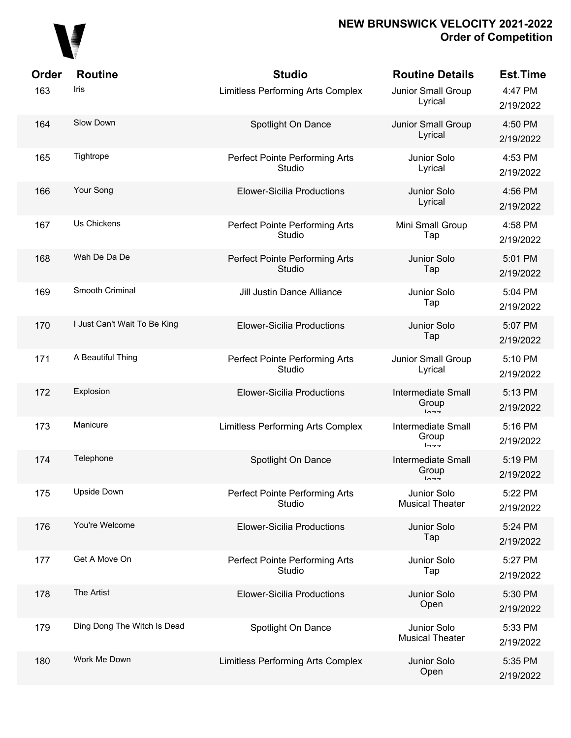# NEW BRUNSWICK VELOCITY 2021-2022
## Order of Competition

| Order | Routine | Studio | Routine Details | Est.Time |
|---|---|---|---|---|
| 163 | Iris | Limitless Performing Arts Complex | Junior Small Group Lyrical | 4:47 PM 2/19/2022 |
| 164 | Slow Down | Spotlight On Dance | Junior Small Group Lyrical | 4:50 PM 2/19/2022 |
| 165 | Tightrope | Perfect Pointe Performing Arts Studio | Junior Solo Lyrical | 4:53 PM 2/19/2022 |
| 166 | Your Song | Elower-Sicilia Productions | Junior Solo Lyrical | 4:56 PM 2/19/2022 |
| 167 | Us Chickens | Perfect Pointe Performing Arts Studio | Mini Small Group Tap | 4:58 PM 2/19/2022 |
| 168 | Wah De Da De | Perfect Pointe Performing Arts Studio | Junior Solo Tap | 5:01 PM 2/19/2022 |
| 169 | Smooth Criminal | Jill Justin Dance Alliance | Junior Solo Tap | 5:04 PM 2/19/2022 |
| 170 | I Just Can't Wait To Be King | Elower-Sicilia Productions | Junior Solo Tap | 5:07 PM 2/19/2022 |
| 171 | A Beautiful Thing | Perfect Pointe Performing Arts Studio | Junior Small Group Lyrical | 5:10 PM 2/19/2022 |
| 172 | Explosion | Elower-Sicilia Productions | Intermediate Small Group Jazz | 5:13 PM 2/19/2022 |
| 173 | Manicure | Limitless Performing Arts Complex | Intermediate Small Group Jazz | 5:16 PM 2/19/2022 |
| 174 | Telephone | Spotlight On Dance | Intermediate Small Group Jazz | 5:19 PM 2/19/2022 |
| 175 | Upside Down | Perfect Pointe Performing Arts Studio | Junior Solo Musical Theater | 5:22 PM 2/19/2022 |
| 176 | You're Welcome | Elower-Sicilia Productions | Junior Solo Tap | 5:24 PM 2/19/2022 |
| 177 | Get A Move On | Perfect Pointe Performing Arts Studio | Junior Solo Tap | 5:27 PM 2/19/2022 |
| 178 | The Artist | Elower-Sicilia Productions | Junior Solo Open | 5:30 PM 2/19/2022 |
| 179 | Ding Dong The Witch Is Dead | Spotlight On Dance | Junior Solo Musical Theater | 5:33 PM 2/19/2022 |
| 180 | Work Me Down | Limitless Performing Arts Complex | Junior Solo Open | 5:35 PM 2/19/2022 |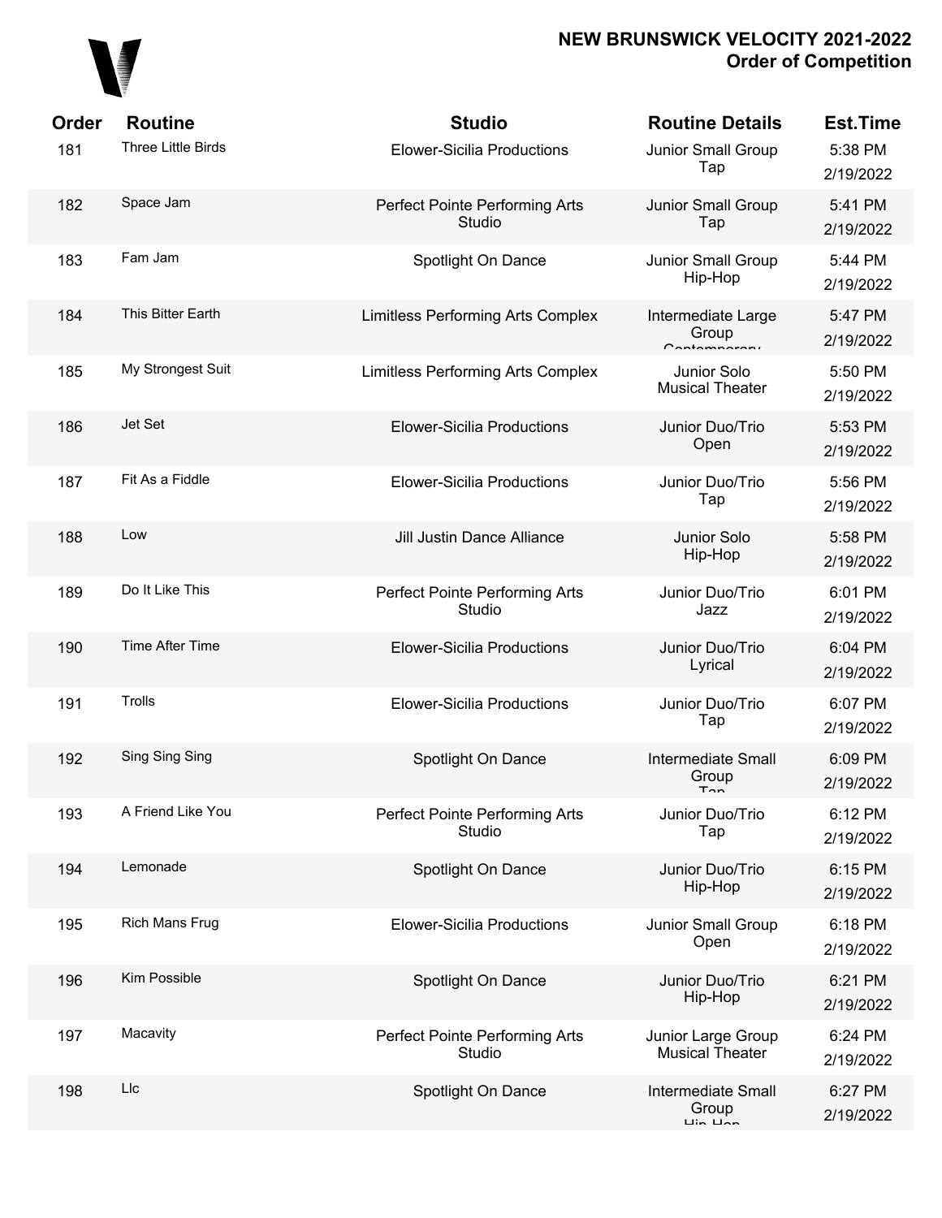# NEW BRUNSWICK VELOCITY 2021-2022
## Order of Competition

| Order | Routine | Studio | Routine Details | Est.Time |
|---|---|---|---|---|
| 181 | Three Little Birds | Elower-Sicilia Productions | Junior Small Group Tap | 5:38 PM 2/19/2022 |
| 182 | Space Jam | Perfect Pointe Performing Arts Studio | Junior Small Group Tap | 5:41 PM 2/19/2022 |
| 183 | Fam Jam | Spotlight On Dance | Junior Small Group Hip-Hop | 5:44 PM 2/19/2022 |
| 184 | This Bitter Earth | Limitless Performing Arts Complex | Intermediate Large Group Contemporary | 5:47 PM 2/19/2022 |
| 185 | My Strongest Suit | Limitless Performing Arts Complex | Junior Solo Musical Theater | 5:50 PM 2/19/2022 |
| 186 | Jet Set | Elower-Sicilia Productions | Junior Duo/Trio Open | 5:53 PM 2/19/2022 |
| 187 | Fit As a Fiddle | Elower-Sicilia Productions | Junior Duo/Trio Tap | 5:56 PM 2/19/2022 |
| 188 | Low | Jill Justin Dance Alliance | Junior Solo Hip-Hop | 5:58 PM 2/19/2022 |
| 189 | Do It Like This | Perfect Pointe Performing Arts Studio | Junior Duo/Trio Jazz | 6:01 PM 2/19/2022 |
| 190 | Time After Time | Elower-Sicilia Productions | Junior Duo/Trio Lyrical | 6:04 PM 2/19/2022 |
| 191 | Trolls | Elower-Sicilia Productions | Junior Duo/Trio Tap | 6:07 PM 2/19/2022 |
| 192 | Sing Sing Sing | Spotlight On Dance | Intermediate Small Group Tap | 6:09 PM 2/19/2022 |
| 193 | A Friend Like You | Perfect Pointe Performing Arts Studio | Junior Duo/Trio Tap | 6:12 PM 2/19/2022 |
| 194 | Lemonade | Spotlight On Dance | Junior Duo/Trio Hip-Hop | 6:15 PM 2/19/2022 |
| 195 | Rich Mans Frug | Elower-Sicilia Productions | Junior Small Group Open | 6:18 PM 2/19/2022 |
| 196 | Kim Possible | Spotlight On Dance | Junior Duo/Trio Hip-Hop | 6:21 PM 2/19/2022 |
| 197 | Macavity | Perfect Pointe Performing Arts Studio | Junior Large Group Musical Theater | 6:24 PM 2/19/2022 |
| 198 | Llc | Spotlight On Dance | Intermediate Small Group Hip-Hop | 6:27 PM 2/19/2022 |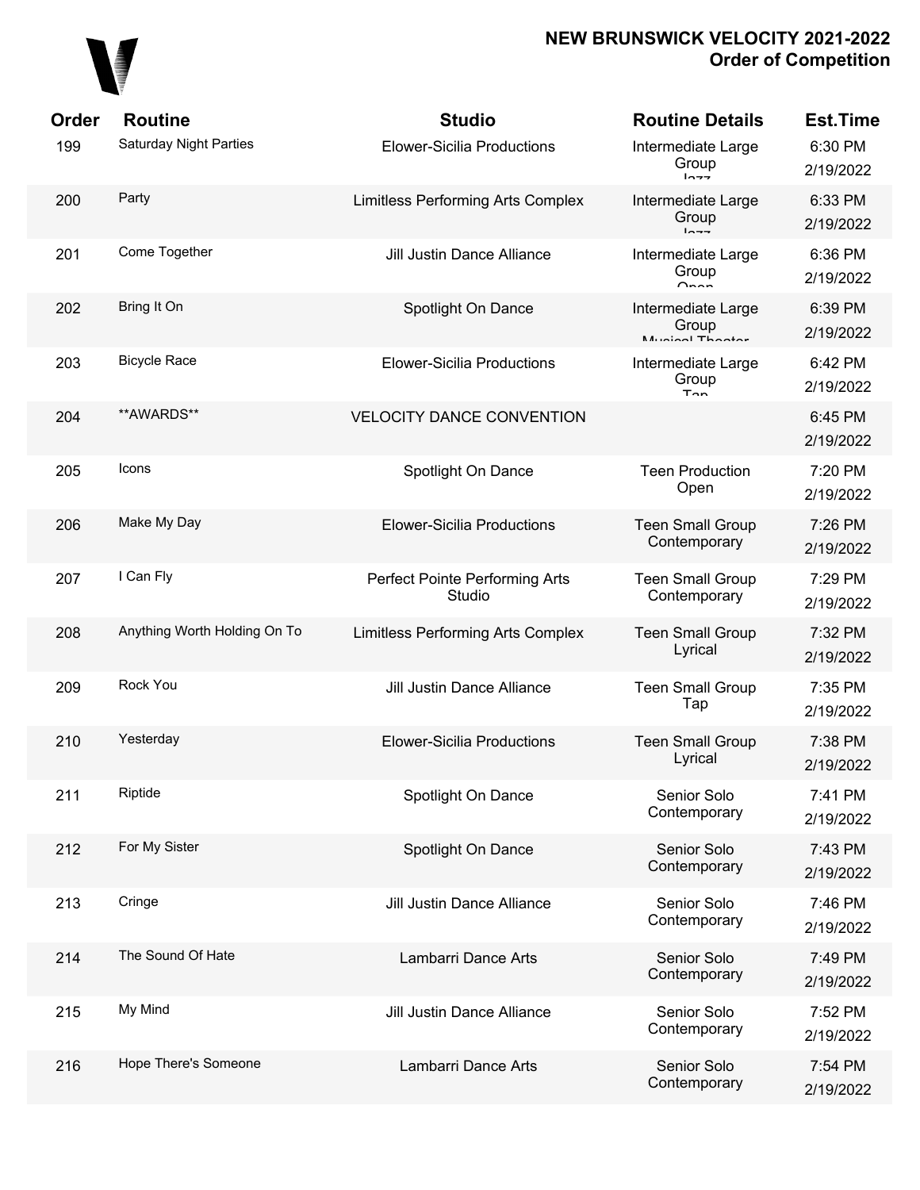# NEW BRUNSWICK VELOCITY 2021-2022
## Order of Competition

| Order | Routine | Studio | Routine Details | Est.Time |
|---|---|---|---|---|
| 199 | Saturday Night Parties | Elower-Sicilia Productions | Intermediate Large Group Jazz | 6:30 PM 2/19/2022 |
| 200 | Party | Limitless Performing Arts Complex | Intermediate Large Group Jazz | 6:33 PM 2/19/2022 |
| 201 | Come Together | Jill Justin Dance Alliance | Intermediate Large Group Open | 6:36 PM 2/19/2022 |
| 202 | Bring It On | Spotlight On Dance | Intermediate Large Group Musical Theater | 6:39 PM 2/19/2022 |
| 203 | Bicycle Race | Elower-Sicilia Productions | Intermediate Large Group Tap | 6:42 PM 2/19/2022 |
| 204 | **AWARDS** | VELOCITY DANCE CONVENTION | | 6:45 PM 2/19/2022 |
| 205 | Icons | Spotlight On Dance | Teen Production Open | 7:20 PM 2/19/2022 |
| 206 | Make My Day | Elower-Sicilia Productions | Teen Small Group Contemporary | 7:26 PM 2/19/2022 |
| 207 | I Can Fly | Perfect Pointe Performing Arts Studio | Teen Small Group Contemporary | 7:29 PM 2/19/2022 |
| 208 | Anything Worth Holding On To | Limitless Performing Arts Complex | Teen Small Group Lyrical | 7:32 PM 2/19/2022 |
| 209 | Rock You | Jill Justin Dance Alliance | Teen Small Group Tap | 7:35 PM 2/19/2022 |
| 210 | Yesterday | Elower-Sicilia Productions | Teen Small Group Lyrical | 7:38 PM 2/19/2022 |
| 211 | Riptide | Spotlight On Dance | Senior Solo Contemporary | 7:41 PM 2/19/2022 |
| 212 | For My Sister | Spotlight On Dance | Senior Solo Contemporary | 7:43 PM 2/19/2022 |
| 213 | Cringe | Jill Justin Dance Alliance | Senior Solo Contemporary | 7:46 PM 2/19/2022 |
| 214 | The Sound Of Hate | Lambarri Dance Arts | Senior Solo Contemporary | 7:49 PM 2/19/2022 |
| 215 | My Mind | Jill Justin Dance Alliance | Senior Solo Contemporary | 7:52 PM 2/19/2022 |
| 216 | Hope There's Someone | Lambarri Dance Arts | Senior Solo Contemporary | 7:54 PM 2/19/2022 |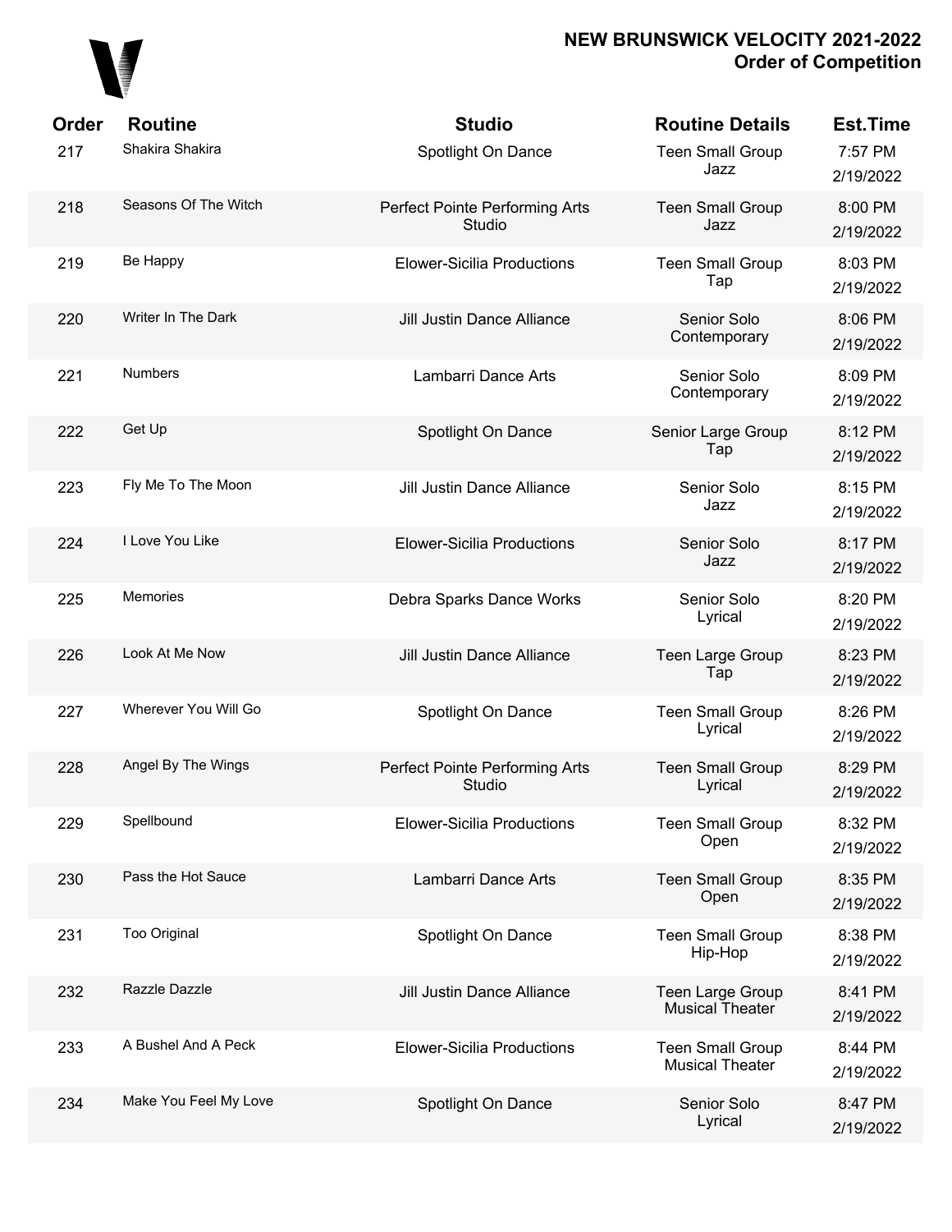# NEW BRUNSWICK VELOCITY 2021-2022
## Order of Competition

| Order | Routine | Studio | Routine Details | Est.Time |
|---|---|---|---|---|
| 217 | Shakira Shakira | Spotlight On Dance | Teen Small Group Jazz | 7:57 PM 2/19/2022 |
| 218 | Seasons Of The Witch | Perfect Pointe Performing Arts Studio | Teen Small Group Jazz | 8:00 PM 2/19/2022 |
| 219 | Be Happy | Elower-Sicilia Productions | Teen Small Group Tap | 8:03 PM 2/19/2022 |
| 220 | Writer In The Dark | Jill Justin Dance Alliance | Senior Solo Contemporary | 8:06 PM 2/19/2022 |
| 221 | Numbers | Lambarri Dance Arts | Senior Solo Contemporary | 8:09 PM 2/19/2022 |
| 222 | Get Up | Spotlight On Dance | Senior Large Group Tap | 8:12 PM 2/19/2022 |
| 223 | Fly Me To The Moon | Jill Justin Dance Alliance | Senior Solo Jazz | 8:15 PM 2/19/2022 |
| 224 | I Love You Like | Elower-Sicilia Productions | Senior Solo Jazz | 8:17 PM 2/19/2022 |
| 225 | Memories | Debra Sparks Dance Works | Senior Solo Lyrical | 8:20 PM 2/19/2022 |
| 226 | Look At Me Now | Jill Justin Dance Alliance | Teen Large Group Tap | 8:23 PM 2/19/2022 |
| 227 | Wherever You Will Go | Spotlight On Dance | Teen Small Group Lyrical | 8:26 PM 2/19/2022 |
| 228 | Angel By The Wings | Perfect Pointe Performing Arts Studio | Teen Small Group Lyrical | 8:29 PM 2/19/2022 |
| 229 | Spellbound | Elower-Sicilia Productions | Teen Small Group Open | 8:32 PM 2/19/2022 |
| 230 | Pass the Hot Sauce | Lambarri Dance Arts | Teen Small Group Open | 8:35 PM 2/19/2022 |
| 231 | Too Original | Spotlight On Dance | Teen Small Group Hip-Hop | 8:38 PM 2/19/2022 |
| 232 | Razzle Dazzle | Jill Justin Dance Alliance | Teen Large Group Musical Theater | 8:41 PM 2/19/2022 |
| 233 | A Bushel And A Peck | Elower-Sicilia Productions | Teen Small Group Musical Theater | 8:44 PM 2/19/2022 |
| 234 | Make You Feel My Love | Spotlight On Dance | Senior Solo Lyrical | 8:47 PM 2/19/2022 |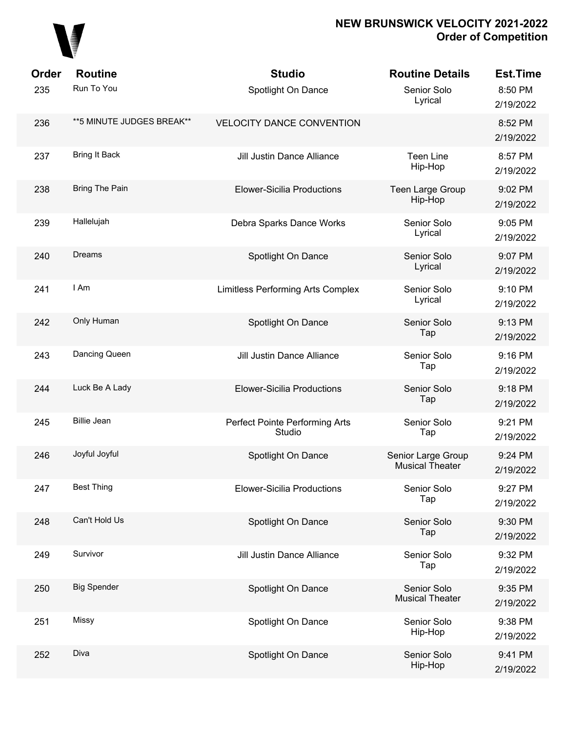# NEW BRUNSWICK VELOCITY 2021-2022
## Order of Competition

| Order | Routine | Studio | Routine Details | Est.Time |
|---|---|---|---|---|
| 235 | Run To You | Spotlight On Dance | Senior Solo Lyrical | 8:50 PM 2/19/2022 |
| 236 | **5 MINUTE JUDGES BREAK** | VELOCITY DANCE CONVENTION | | 8:52 PM 2/19/2022 |
| 237 | Bring It Back | Jill Justin Dance Alliance | Teen Line Hip-Hop | 8:57 PM 2/19/2022 |
| 238 | Bring The Pain | Elower-Sicilia Productions | Teen Large Group Hip-Hop | 9:02 PM 2/19/2022 |
| 239 | Hallelujah | Debra Sparks Dance Works | Senior Solo Lyrical | 9:05 PM 2/19/2022 |
| 240 | Dreams | Spotlight On Dance | Senior Solo Lyrical | 9:07 PM 2/19/2022 |
| 241 | I Am | Limitless Performing Arts Complex | Senior Solo Lyrical | 9:10 PM 2/19/2022 |
| 242 | Only Human | Spotlight On Dance | Senior Solo Tap | 9:13 PM 2/19/2022 |
| 243 | Dancing Queen | Jill Justin Dance Alliance | Senior Solo Tap | 9:16 PM 2/19/2022 |
| 244 | Luck Be A Lady | Elower-Sicilia Productions | Senior Solo Tap | 9:18 PM 2/19/2022 |
| 245 | Billie Jean | Perfect Pointe Performing Arts Studio | Senior Solo Tap | 9:21 PM 2/19/2022 |
| 246 | Joyful Joyful | Spotlight On Dance | Senior Large Group Musical Theater | 9:24 PM 2/19/2022 |
| 247 | Best Thing | Elower-Sicilia Productions | Senior Solo Tap | 9:27 PM 2/19/2022 |
| 248 | Can't Hold Us | Spotlight On Dance | Senior Solo Tap | 9:30 PM 2/19/2022 |
| 249 | Survivor | Jill Justin Dance Alliance | Senior Solo Tap | 9:32 PM 2/19/2022 |
| 250 | Big Spender | Spotlight On Dance | Senior Solo Musical Theater | 9:35 PM 2/19/2022 |
| 251 | Missy | Spotlight On Dance | Senior Solo Hip-Hop | 9:38 PM 2/19/2022 |
| 252 | Diva | Spotlight On Dance | Senior Solo Hip-Hop | 9:41 PM 2/19/2022 |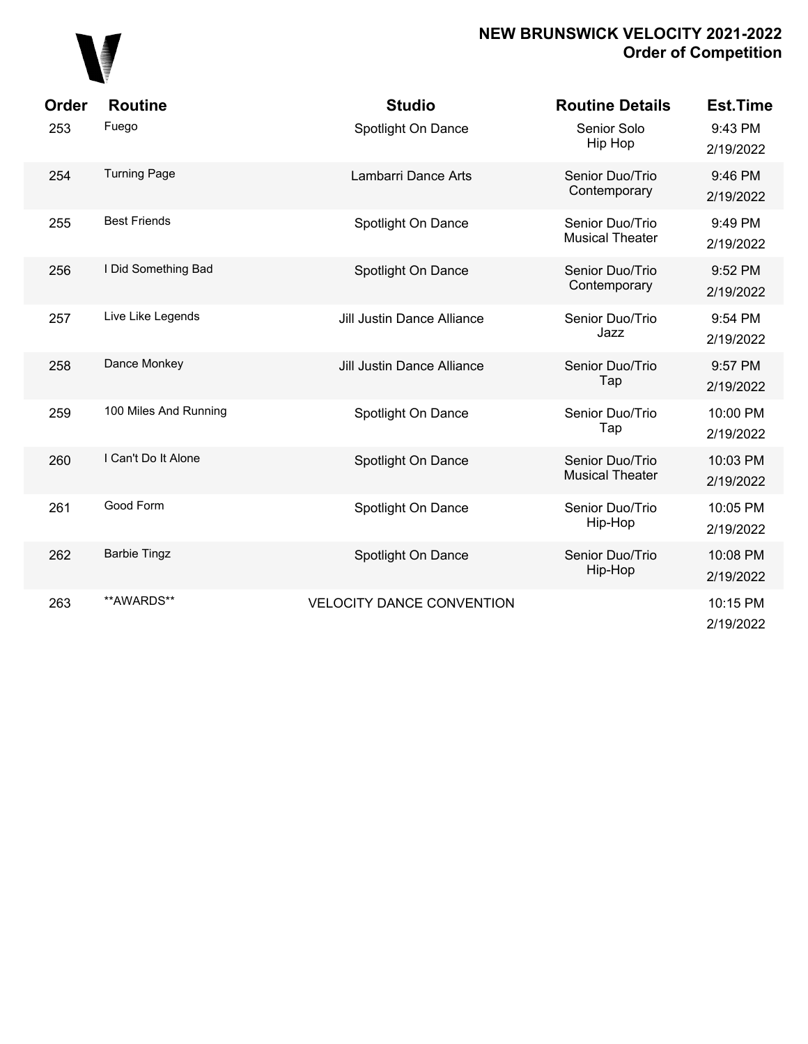# NEW BRUNSWICK VELOCITY 2021-2022
## Order of Competition

| Order | Routine | Studio | Routine Details | Est.Time |
|---|---|---|---|---|
| 253 | Fuego | Spotlight On Dance | Senior Solo Hip Hop | 9:43 PM 2/19/2022 |
| 254 | Turning Page | Lambarri Dance Arts | Senior Duo/Trio Contemporary | 9:46 PM 2/19/2022 |
| 255 | Best Friends | Spotlight On Dance | Senior Duo/Trio Musical Theater | 9:49 PM 2/19/2022 |
| 256 | I Did Something Bad | Spotlight On Dance | Senior Duo/Trio Contemporary | 9:52 PM 2/19/2022 |
| 257 | Live Like Legends | Jill Justin Dance Alliance | Senior Duo/Trio Jazz | 9:54 PM 2/19/2022 |
| 258 | Dance Monkey | Jill Justin Dance Alliance | Senior Duo/Trio Tap | 9:57 PM 2/19/2022 |
| 259 | 100 Miles And Running | Spotlight On Dance | Senior Duo/Trio Tap | 10:00 PM 2/19/2022 |
| 260 | I Can't Do It Alone | Spotlight On Dance | Senior Duo/Trio Musical Theater | 10:03 PM 2/19/2022 |
| 261 | Good Form | Spotlight On Dance | Senior Duo/Trio Hip-Hop | 10:05 PM 2/19/2022 |
| 262 | Barbie Tingz | Spotlight On Dance | Senior Duo/Trio Hip-Hop | 10:08 PM 2/19/2022 |
| 263 | **AWARDS** | VELOCITY DANCE CONVENTION | | 10:15 PM 2/19/2022 |